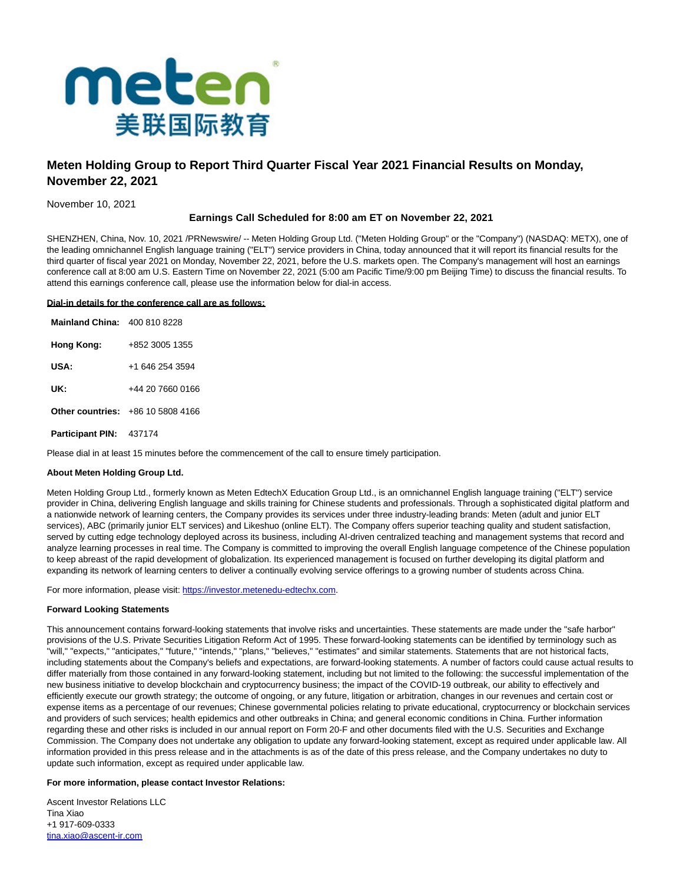# Meten Holding Group to Report Third Quarter Fiscal Year 2021 Financial Results on Monday, November 22, 2021

November 10, 2021

**Earnings Call Scheduled for 8:00 am ET on November 22, 2021**

SHENZHEN, China, Nov. 10, 2021 /PRNewswire/ -- Meten Holding Group Ltd. ("Meten Holding Group" or the "Company") (NASDAQ: METX), one of the leading omnichannel English language training ("ELT") service providers in China, today announced that it will report its financial results for the third quarter of fiscal year 2021 on Monday, November 22, 2021, before the U.S. markets open. The Company's management will host an earnings conference call at 8:00 am U.S. Eastern Time on November 22, 2021 (5:00 am Pacific Time/9:00 pm Beijing Time) to discuss the financial results. To attend this earnings conference call, please use the information below for dial-in access.

**Dial-in details for the conference call are as follows:**

| | |
|---|---|
| **Mainland China:** | 400 810 8228 |
| **Hong Kong:** | +852 3005 1355 |
| **USA:** | +1 646 254 3594 |
| **UK:** | +44 20 7660 0166 |
| **Other countries:** | +86 10 5808 4166 |
| **Participant PIN:** | 437174 |

Please dial in at least 15 minutes before the commencement of the call to ensure timely participation.

**About Meten Holding Group Ltd.**

Meten Holding Group Ltd., formerly known as Meten EdtechX Education Group Ltd., is an omnichannel English language training ("ELT") service provider in China, delivering English language and skills training for Chinese students and professionals. Through a sophisticated digital platform and a nationwide network of learning centers, the Company provides its services under three industry-leading brands: Meten (adult and junior ELT services), ABC (primarily junior ELT services) and Likeshuo (online ELT). The Company offers superior teaching quality and student satisfaction, served by cutting edge technology deployed across its business, including AI-driven centralized teaching and management systems that record and analyze learning processes in real time. The Company is committed to improving the overall English language competence of the Chinese population to keep abreast of the rapid development of globalization. Its experienced management is focused on further developing its digital platform and expanding its network of learning centers to deliver a continually evolving service offerings to a growing number of students across China.

For more information, please visit: https://investor.metenedu-edtechx.com.

**Forward Looking Statements**

This announcement contains forward-looking statements that involve risks and uncertainties. These statements are made under the "safe harbor" provisions of the U.S. Private Securities Litigation Reform Act of 1995. These forward-looking statements can be identified by terminology such as "will," "expects," "anticipates," "future," "intends," "plans," "believes," "estimates" and similar statements. Statements that are not historical facts, including statements about the Company's beliefs and expectations, are forward-looking statements. A number of factors could cause actual results to differ materially from those contained in any forward-looking statement, including but not limited to the following: the successful implementation of the new business initiative to develop blockchain and cryptocurrency business; the impact of the COVID-19 outbreak, our ability to effectively and efficiently execute our growth strategy; the outcome of ongoing, or any future, litigation or arbitration, changes in our revenues and certain cost or expense items as a percentage of our revenues; Chinese governmental policies relating to private educational, cryptocurrency or blockchain services and providers of such services; health epidemics and other outbreaks in China; and general economic conditions in China. Further information regarding these and other risks is included in our annual report on Form 20-F and other documents filed with the U.S. Securities and Exchange Commission. The Company does not undertake any obligation to update any forward-looking statement, except as required under applicable law. All information provided in this press release and in the attachments is as of the date of this press release, and the Company undertakes no duty to update such information, except as required under applicable law.

**For more information, please contact Investor Relations:**

Ascent Investor Relations LLC
Tina Xiao
+1 917-609-0333
tina.xiao@ascent-ir.com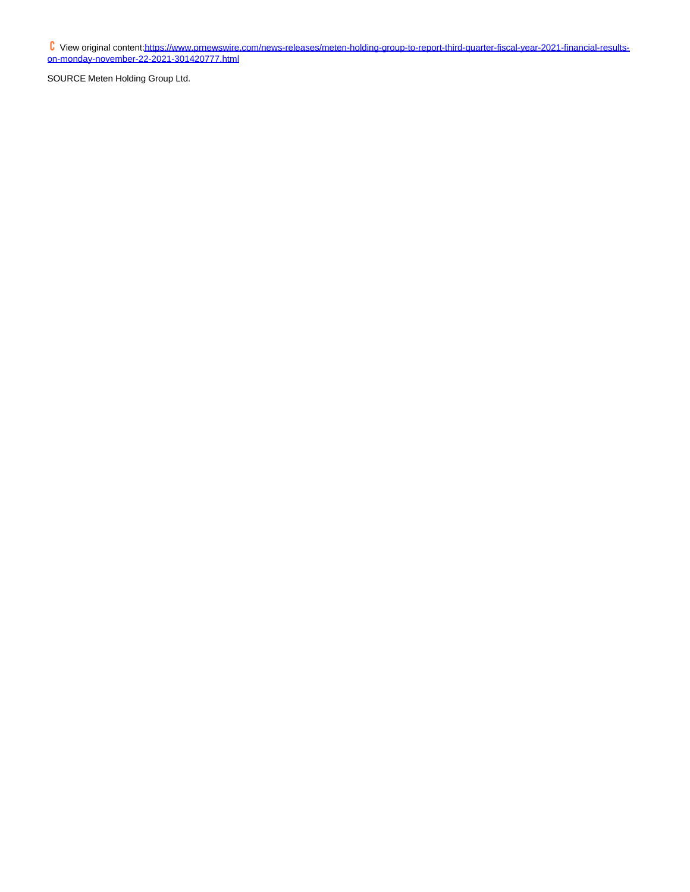View original content: [https://www.prnewswire.com/news-releases/meten-holding-group-to-report-third-quarter-fiscal-year-2021-financial-results-on-monday-november-22-2021-301420777.html](https://www.prnewswire.com/news-releases/meten-holding-group-to-report-third-quarter-fiscal-year-2021-financial-results-on-monday-november-22-2021-301420777.html)

SOURCE Meten Holding Group Ltd.